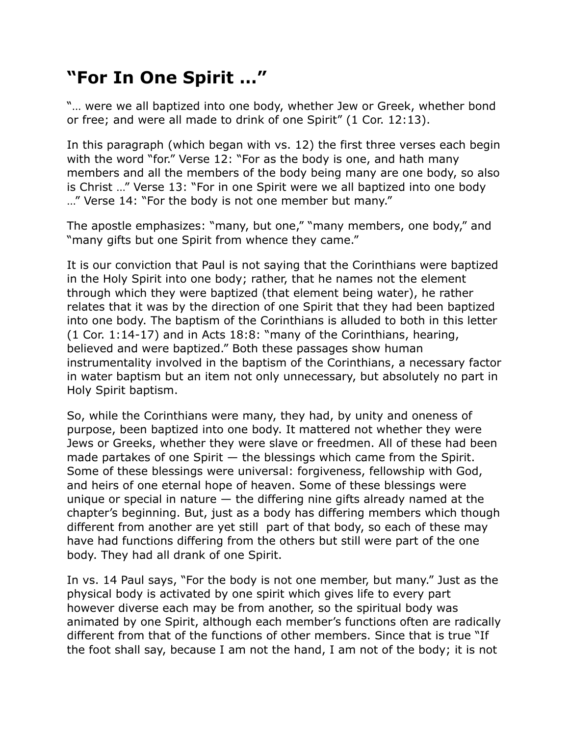# “For In One Spirit …”

“… were we all baptized into one body, whether Jew or Greek, whether bond or free; and were all made to drink of one Spirit” (1 Cor. 12:13).

In this paragraph (which began with vs. 12) the first three verses each begin with the word “for.” Verse 12: “For as the body is one, and hath many members and all the members of the body being many are one body, so also is Christ …” Verse 13: “For in one Spirit were we all baptized into one body …” Verse 14: “For the body is not one member but many.”

The apostle emphasizes: “many, but one,” “many members, one body,” and “many gifts but one Spirit from whence they came.”

It is our conviction that Paul is not saying that the Corinthians were baptized in the Holy Spirit into one body; rather, that he names not the element through which they were baptized (that element being water), he rather relates that it was by the direction of one Spirit that they had been baptized into one body. The baptism of the Corinthians is alluded to both in this letter (1 Cor. 1:14-17) and in Acts 18:8: “many of the Corinthians, hearing, believed and were baptized.” Both these passages show human instrumentality involved in the baptism of the Corinthians, a necessary factor in water baptism but an item not only unnecessary, but absolutely no part in Holy Spirit baptism.

So, while the Corinthians were many, they had, by unity and oneness of purpose, been baptized into one body. It mattered not whether they were Jews or Greeks, whether they were slave or freedmen. All of these had been made partakes of one Spirit — the blessings which came from the Spirit. Some of these blessings were universal: forgiveness, fellowship with God, and heirs of one eternal hope of heaven. Some of these blessings were unique or special in nature — the differing nine gifts already named at the chapter’s beginning. But, just as a body has differing members which though different from another are yet still part of that body, so each of these may have had functions differing from the others but still were part of the one body. They had all drank of one Spirit.

In vs. 14 Paul says, “For the body is not one member, but many.” Just as the physical body is activated by one spirit which gives life to every part however diverse each may be from another, so the spiritual body was animated by one Spirit, although each member’s functions often are radically different from that of the functions of other members. Since that is true “If the foot shall say, because I am not the hand, I am not of the body; it is not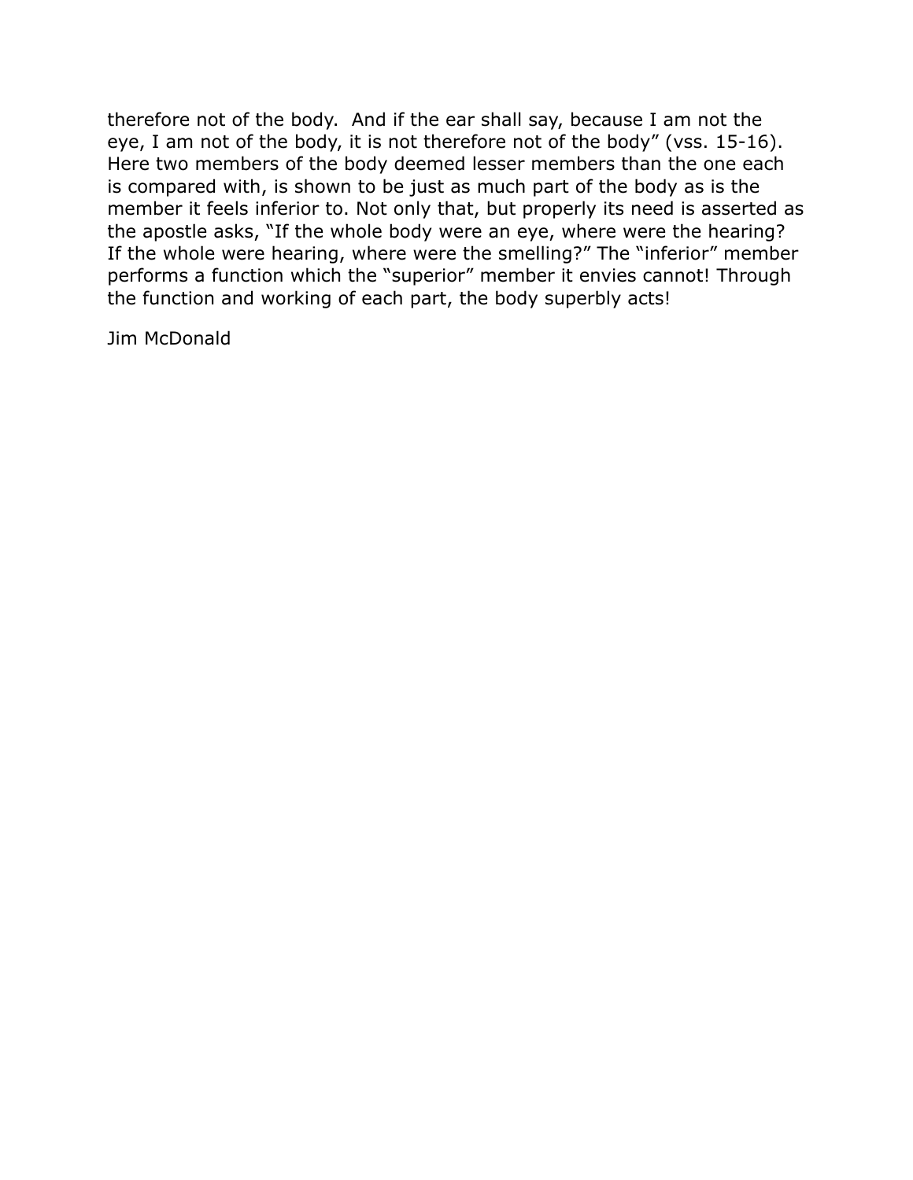therefore not of the body.  And if the ear shall say, because I am not the eye, I am not of the body, it is not therefore not of the body" (vss. 15-16). Here two members of the body deemed lesser members than the one each is compared with, is shown to be just as much part of the body as is the member it feels inferior to. Not only that, but properly its need is asserted as the apostle asks, "If the whole body were an eye, where were the hearing? If the whole were hearing, where were the smelling?" The "inferior" member performs a function which the "superior" member it envies cannot! Through the function and working of each part, the body superbly acts!

Jim McDonald